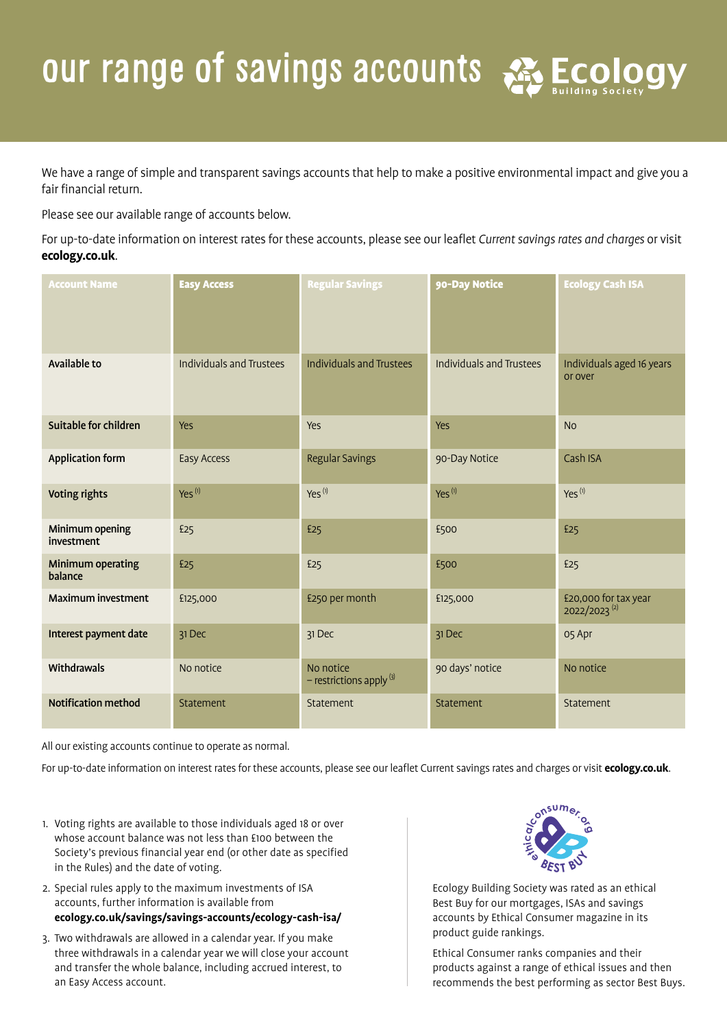# our range of savings accounts

Ecology Building Society

We have a range of simple and transparent savings accounts that help to make a positive environmental impact and give you a fair financial return.

Please see our available range of accounts below.

For up-to-date information on interest rates for these accounts, please see our leaflet *Current savings rates and charges* or visit **ecology.co.uk**.

| Account Name | Easy Access | Regular Savings | 90-Day Notice | Ecology Cash ISA |
|---|---|---|---|---|
| **Available to** | Individuals and Trustees | Individuals and Trustees | Individuals and Trustees | Individuals aged 16 years or over |
| **Suitable for children** | Yes | Yes | Yes | No |
| **Application form** | Easy Access | Regular Savings | 90-Day Notice | Cash ISA |
| **Voting rights** | Yes [1] | Yes [1] | Yes [1] | Yes [1] |
| **Minimum opening investment** | £25 | £25 | £500 | £25 |
| **Minimum operating balance** | £25 | £25 | £500 | £25 |
| **Maximum investment** | £125,000 | £250 per month | £125,000 | £20,000 for tax year 2022/2023 [2] |
| **Interest payment date** | 31 Dec | 31 Dec | 31 Dec | 05 Apr |
| **Withdrawals** | No notice | No notice – restrictions apply [3] | 90 days' notice | No notice |
| **Notification method** | Statement | Statement | Statement | Statement |

All our existing accounts continue to operate as normal.

For up-to-date information on interest rates for these accounts, please see our leaflet Current savings rates and charges or visit **ecology.co.uk**.

1. Voting rights are available to those individuals aged 18 or over whose account balance was not less than £100 between the Society's previous financial year end (or other date as specified in the Rules) and the date of voting.
2. Special rules apply to the maximum investments of ISA accounts, further information is available from **ecology.co.uk/savings/savings-accounts/ecology-cash-isa/**
3. Two withdrawals are allowed in a calendar year. If you make three withdrawals in a calendar year we will close your account and transfer the whole balance, including accrued interest, to an Easy Access account.

ethicalconsumer.org BEST BUY

Ecology Building Society was rated as an ethical Best Buy for our mortgages, ISAs and savings accounts by Ethical Consumer magazine in its product guide rankings.

Ethical Consumer ranks companies and their products against a range of ethical issues and then recommends the best performing as sector Best Buys.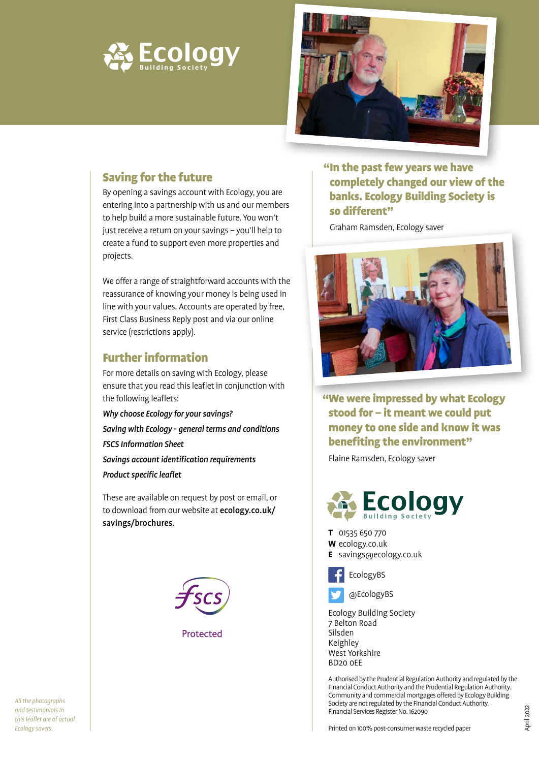Ecology Building Society

## Saving for the future

By opening a savings account with Ecology, you are entering into a partnership with us and our members to help build a more sustainable future. You won't just receive a return on your savings – you'll help to create a fund to support even more properties and projects.

We offer a range of straightforward accounts with the reassurance of knowing your money is being used in line with your values. Accounts are operated by free, First Class Business Reply post and via our online service (restrictions apply).

## Further information

For more details on saving with Ecology, please ensure that you read this leaflet in conjunction with the following leaflets:

*Why choose Ecology for your savings?*

*Saving with Ecology - general terms and conditions*

*FSCS Information Sheet*

*Savings account identification requirements*

*Product specific leaflet*

These are available on request by post or email, or to download from our website at **ecology.co.uk/savings/brochures**.

FSCS Protected

**"In the past few years we have completely changed our view of the banks. Ecology Building Society is so different"**

Graham Ramsden, Ecology saver

**"We were impressed by what Ecology stood for – it meant we could put money to one side and know it was benefiting the environment"**

Elaine Ramsden, Ecology saver

*All the photographs and testimonials in this leaflet are of actual Ecology savers.*

Ecology Building Society

**T** 01535 650 770
**W** ecology.co.uk
**E** savings@ecology.co.uk

EcologyBS

@EcologyBS

Ecology Building Society
7 Belton Road
Silsden
Keighley
West Yorkshire
BD20 0EE

Authorised by the Prudential Regulation Authority and regulated by the Financial Conduct Authority and the Prudential Regulation Authority. Community and commercial mortgages offered by Ecology Building Society are not regulated by the Financial Conduct Authority. Financial Services Register No. 162090

Printed on 100% post-consumer waste recycled paper

April 2022